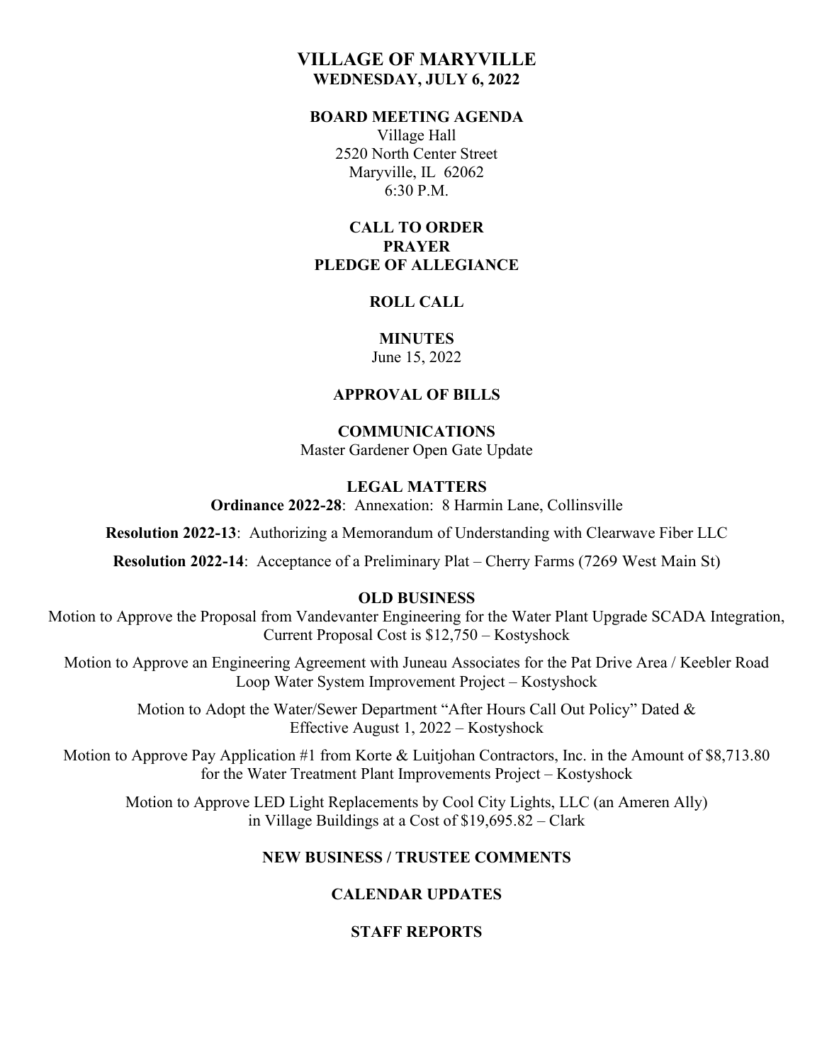# VILLAGE OF MARYVILLE

## WEDNESDAY, JULY 6, 2022

### BOARD MEETING AGENDA

Village Hall
2520 North Center Street
Maryville, IL 62062
6:30 P.M.

### CALL TO ORDER

### PRAYER

### PLEDGE OF ALLEGIANCE

### ROLL CALL

### MINUTES

June 15, 2022

### APPROVAL OF BILLS

### COMMUNICATIONS

Master Gardener Open Gate Update

### LEGAL MATTERS

**Ordinance 2022-28**: Annexation: 8 Harmin Lane, Collinsville

**Resolution 2022-13**: Authorizing a Memorandum of Understanding with Clearwave Fiber LLC

**Resolution 2022-14**: Acceptance of a Preliminary Plat – Cherry Farms (7269 West Main St)

### OLD BUSINESS

Motion to Approve the Proposal from Vandevanter Engineering for the Water Plant Upgrade SCADA Integration, Current Proposal Cost is $12,750 – Kostyshock

Motion to Approve an Engineering Agreement with Juneau Associates for the Pat Drive Area / Keebler Road Loop Water System Improvement Project – Kostyshock

Motion to Adopt the Water/Sewer Department "After Hours Call Out Policy" Dated & Effective August 1, 2022 – Kostyshock

Motion to Approve Pay Application #1 from Korte & Luitjohan Contractors, Inc. in the Amount of $8,713.80 for the Water Treatment Plant Improvements Project – Kostyshock

Motion to Approve LED Light Replacements by Cool City Lights, LLC (an Ameren Ally) in Village Buildings at a Cost of $19,695.82 – Clark

### NEW BUSINESS / TRUSTEE COMMENTS

### CALENDAR UPDATES

### STAFF REPORTS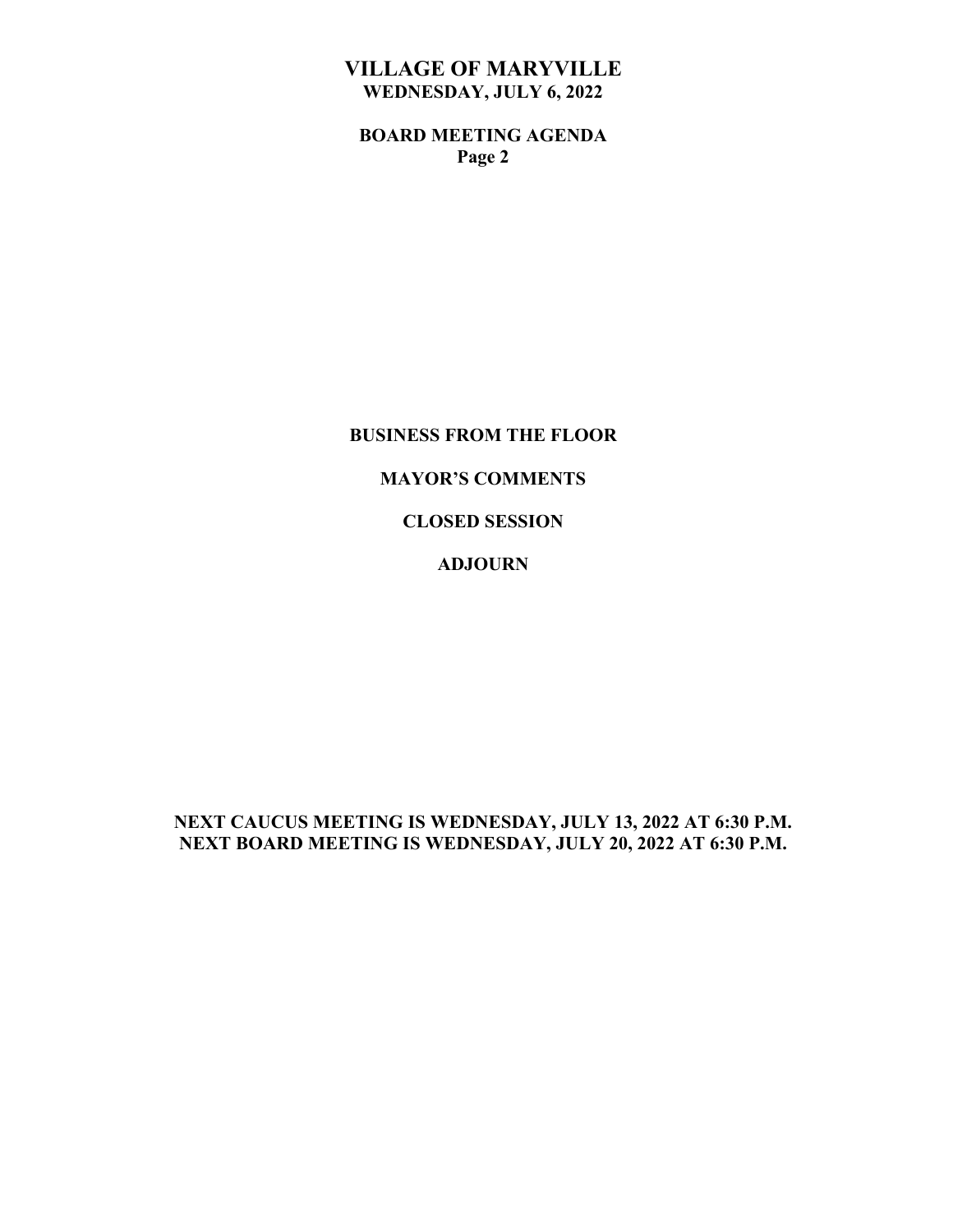# VILLAGE OF MARYVILLE

**WEDNESDAY, JULY 6, 2022**

**BOARD MEETING AGENDA**

**Page 2**

**BUSINESS FROM THE FLOOR**

**MAYOR'S COMMENTS**

**CLOSED SESSION**

**ADJOURN**

**NEXT CAUCUS MEETING IS WEDNESDAY, JULY 13, 2022 AT 6:30 P.M.**
**NEXT BOARD MEETING IS WEDNESDAY, JULY 20, 2022 AT 6:30 P.M.**